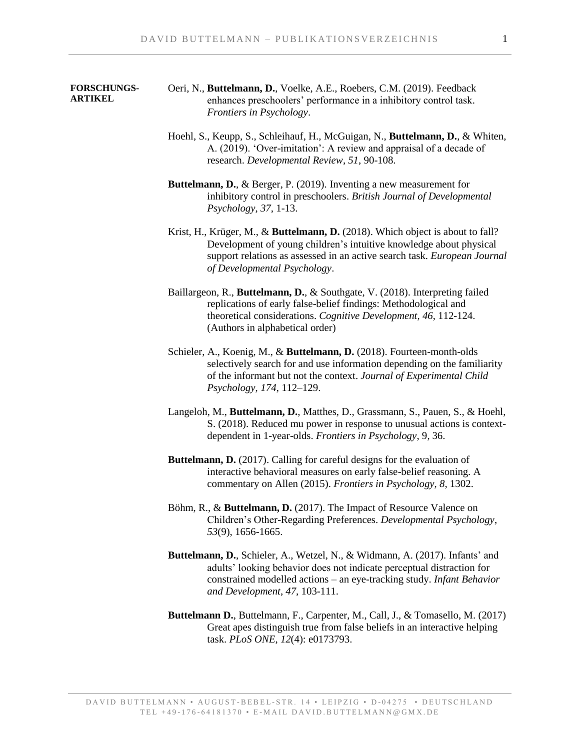**FORSCHUNGS-ARTIKEL**

Oeri, N., **Buttelmann, D.**, Voelke, A.E., Roebers, C.M. (2019). Feedback enhances preschoolers' performance in a inhibitory control task. *Frontiers in Psychology*.

Hoehl, S., Keupp, S., Schleihauf, H., McGuigan, N., **Buttelmann, D.**, & Whiten, A. (2019). 'Over-imitation': A review and appraisal of a decade of research. *Developmental Review*, *51*, 90-108.

**Buttelmann, D.**, & Berger, P. (2019). Inventing a new measurement for inhibitory control in preschoolers. *British Journal of Developmental Psychology*, *37*, 1-13.

Krist, H., Krüger, M., & **Buttelmann, D.** (2018). Which object is about to fall? Development of young children's intuitive knowledge about physical support relations as assessed in an active search task. *European Journal of Developmental Psychology*.

Baillargeon, R., **Buttelmann, D.**, & Southgate, V. (2018). Interpreting failed replications of early false-belief findings: Methodological and theoretical considerations. *Cognitive Development*, *46*, 112-124. (Authors in alphabetical order)

Schieler, A., Koenig, M., & **Buttelmann, D.** (2018). Fourteen-month-olds selectively search for and use information depending on the familiarity of the informant but not the context. *Journal of Experimental Child Psychology*, *174*, 112–129.

Langeloh, M., **Buttelmann, D.**, Matthes, D., Grassmann, S., Pauen, S., & Hoehl, S. (2018). Reduced mu power in response to unusual actions is context-dependent in 1-year-olds. *Frontiers in Psychology*, 9, 36.

**Buttelmann, D.** (2017). Calling for careful designs for the evaluation of interactive behavioral measures on early false-belief reasoning. A commentary on Allen (2015). *Frontiers in Psychology*, *8*, 1302.

Böhm, R., & **Buttelmann, D.** (2017). The Impact of Resource Valence on Children's Other-Regarding Preferences. *Developmental Psychology*, *53*(9), 1656-1665.

**Buttelmann, D.**, Schieler, A., Wetzel, N., & Widmann, A. (2017). Infants' and adults' looking behavior does not indicate perceptual distraction for constrained modelled actions – an eye-tracking study. *Infant Behavior and Development*, *47*, 103-111.

**Buttelmann D.**, Buttelmann, F., Carpenter, M., Call, J., & Tomasello, M. (2017) Great apes distinguish true from false beliefs in an interactive helping task. *PLoS ONE*, *12*(4): e0173793.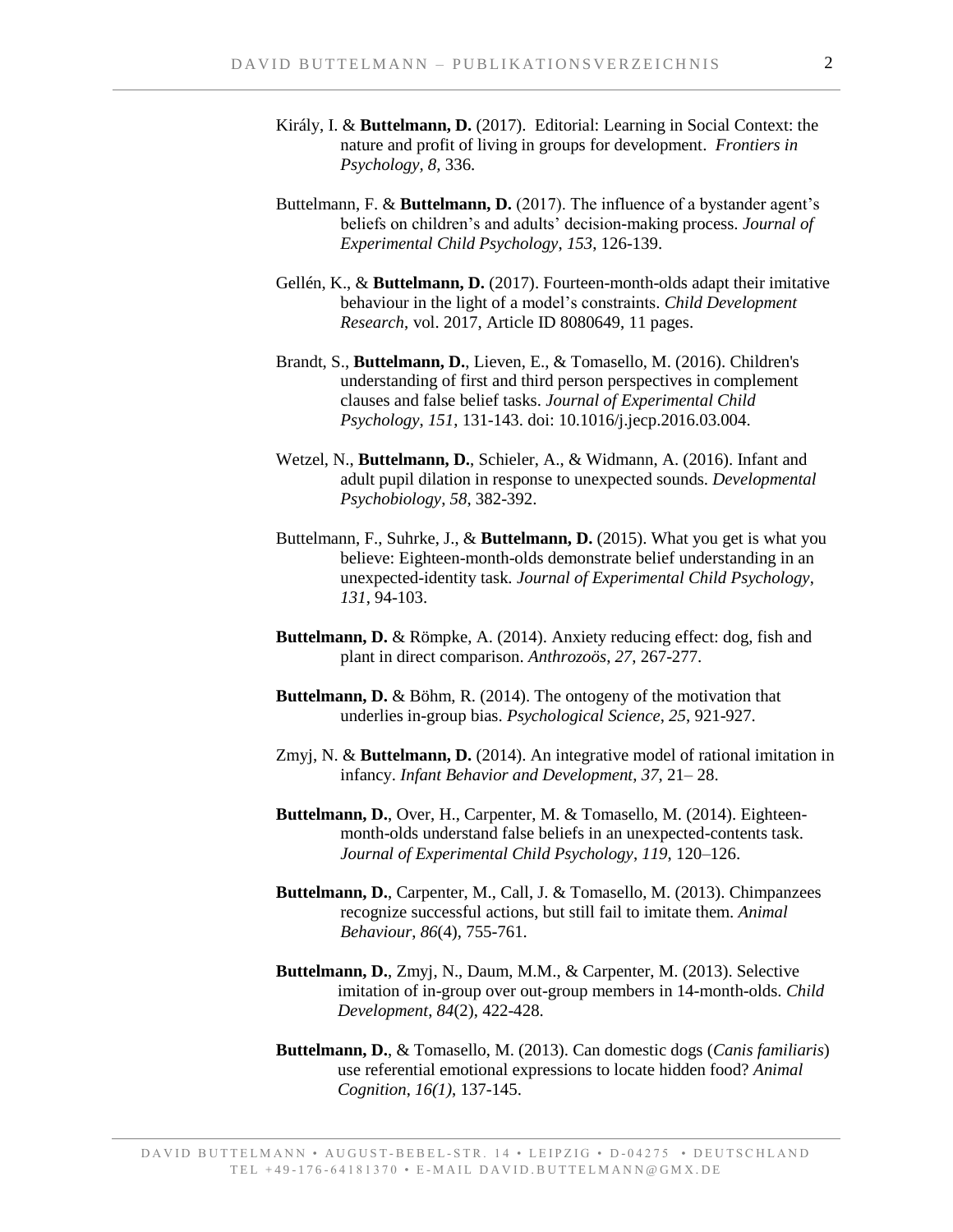Király, I. & **Buttelmann, D.** (2017). Editorial: Learning in Social Context: the nature and profit of living in groups for development. *Frontiers in Psychology*, *8*, 336.

Buttelmann, F. & **Buttelmann, D.** (2017). The influence of a bystander agent's beliefs on children's and adults' decision-making process. *Journal of Experimental Child Psychology*, *153*, 126-139.

Gellén, K., & **Buttelmann, D.** (2017). Fourteen-month-olds adapt their imitative behaviour in the light of a model's constraints. *Child Development Research*, vol. 2017, Article ID 8080649, 11 pages.

Brandt, S., **Buttelmann, D.**, Lieven, E., & Tomasello, M. (2016). Children's understanding of first and third person perspectives in complement clauses and false belief tasks. *Journal of Experimental Child Psychology*, *151*, 131-143. doi: 10.1016/j.jecp.2016.03.004.

Wetzel, N., **Buttelmann, D.**, Schieler, A., & Widmann, A. (2016). Infant and adult pupil dilation in response to unexpected sounds. *Developmental Psychobiology*, *58*, 382-392.

Buttelmann, F., Suhrke, J., & **Buttelmann, D.** (2015). What you get is what you believe: Eighteen-month-olds demonstrate belief understanding in an unexpected-identity task. *Journal of Experimental Child Psychology*, *131*, 94-103.

**Buttelmann, D.** & Römpke, A. (2014). Anxiety reducing effect: dog, fish and plant in direct comparison. *Anthrozoös*, *27*, 267-277.

**Buttelmann, D.** & Böhm, R. (2014). The ontogeny of the motivation that underlies in-group bias. *Psychological Science*, *25*, 921-927.

Zmyj, N. & **Buttelmann, D.** (2014). An integrative model of rational imitation in infancy. *Infant Behavior and Development*, *37*, 21– 28.

**Buttelmann, D.**, Over, H., Carpenter, M. & Tomasello, M. (2014). Eighteen-month-olds understand false beliefs in an unexpected-contents task. *Journal of Experimental Child Psychology*, *119*, 120–126.

**Buttelmann, D.**, Carpenter, M., Call, J. & Tomasello, M. (2013). Chimpanzees recognize successful actions, but still fail to imitate them. *Animal Behaviour*, *86*(4), 755-761.

**Buttelmann, D.**, Zmyj, N., Daum, M.M., & Carpenter, M. (2013). Selective imitation of in-group over out-group members in 14-month-olds. *Child Development*, *84*(2), 422-428.

**Buttelmann, D.**, & Tomasello, M. (2013). Can domestic dogs (*Canis familiaris*) use referential emotional expressions to locate hidden food? *Animal Cognition*, *16(1)*, 137-145.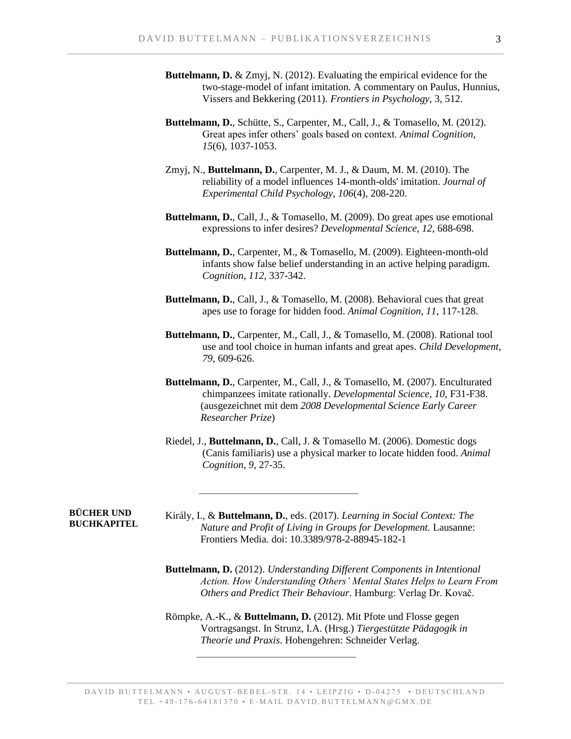**Buttelmann, D.** & Zmyj, N. (2012). Evaluating the empirical evidence for the two-stage-model of infant imitation. A commentary on Paulus, Hunnius, Vissers and Bekkering (2011). *Frontiers in Psychology*, 3, 512.

**Buttelmann, D.**, Schütte, S., Carpenter, M., Call, J., & Tomasello, M. (2012). Great apes infer others' goals based on context. *Animal Cognition*, *15*(6), 1037-1053.

Zmyj, N., **Buttelmann, D.**, Carpenter, M. J., & Daum, M. M. (2010). The reliability of a model influences 14-month-olds' imitation. *Journal of Experimental Child Psychology*, *106*(4), 208-220.

**Buttelmann, D.**, Call, J., & Tomasello, M. (2009). Do great apes use emotional expressions to infer desires? *Developmental Science*, *12*, 688-698.

**Buttelmann, D.**, Carpenter, M., & Tomasello, M. (2009). Eighteen-month-old infants show false belief understanding in an active helping paradigm. *Cognition*, *112*, 337-342.

**Buttelmann, D.**, Call, J., & Tomasello, M. (2008). Behavioral cues that great apes use to forage for hidden food. *Animal Cognition*, *11*, 117-128.

**Buttelmann, D.**, Carpenter, M., Call, J., & Tomasello, M. (2008). Rational tool use and tool choice in human infants and great apes. *Child Development*, *79*, 609-626.

**Buttelmann, D.**, Carpenter, M., Call, J., & Tomasello, M. (2007). Enculturated chimpanzees imitate rationally. *Developmental Science*, *10*, F31-F38. (ausgezeichnet mit dem *2008 Developmental Science Early Career Researcher Prize*)

Riedel, J., **Buttelmann, D.**, Call, J. & Tomasello M. (2006). Domestic dogs (Canis familiaris) use a physical marker to locate hidden food. *Animal Cognition*, *9*, 27-35.

---

**BÜCHER UND BUCHKAPITEL**

Király, I., & **Buttelmann, D.**, eds. (2017). *Learning in Social Context: The Nature and Profit of Living in Groups for Development.* Lausanne: Frontiers Media. doi: 10.3389/978-2-88945-182-1

**Buttelmann, D.** (2012). *Understanding Different Components in Intentional Action. How Understanding Others' Mental States Helps to Learn From Others and Predict Their Behaviour*. Hamburg: Verlag Dr. Kovač.

Römpke, A.-K., & **Buttelmann, D.** (2012). Mit Pfote und Flosse gegen Vortragsangst. In Strunz, I.A. (Hrsg.) *Tiergestützte Pädagogik in Theorie und Praxis*. Hohengehren: Schneider Verlag.

---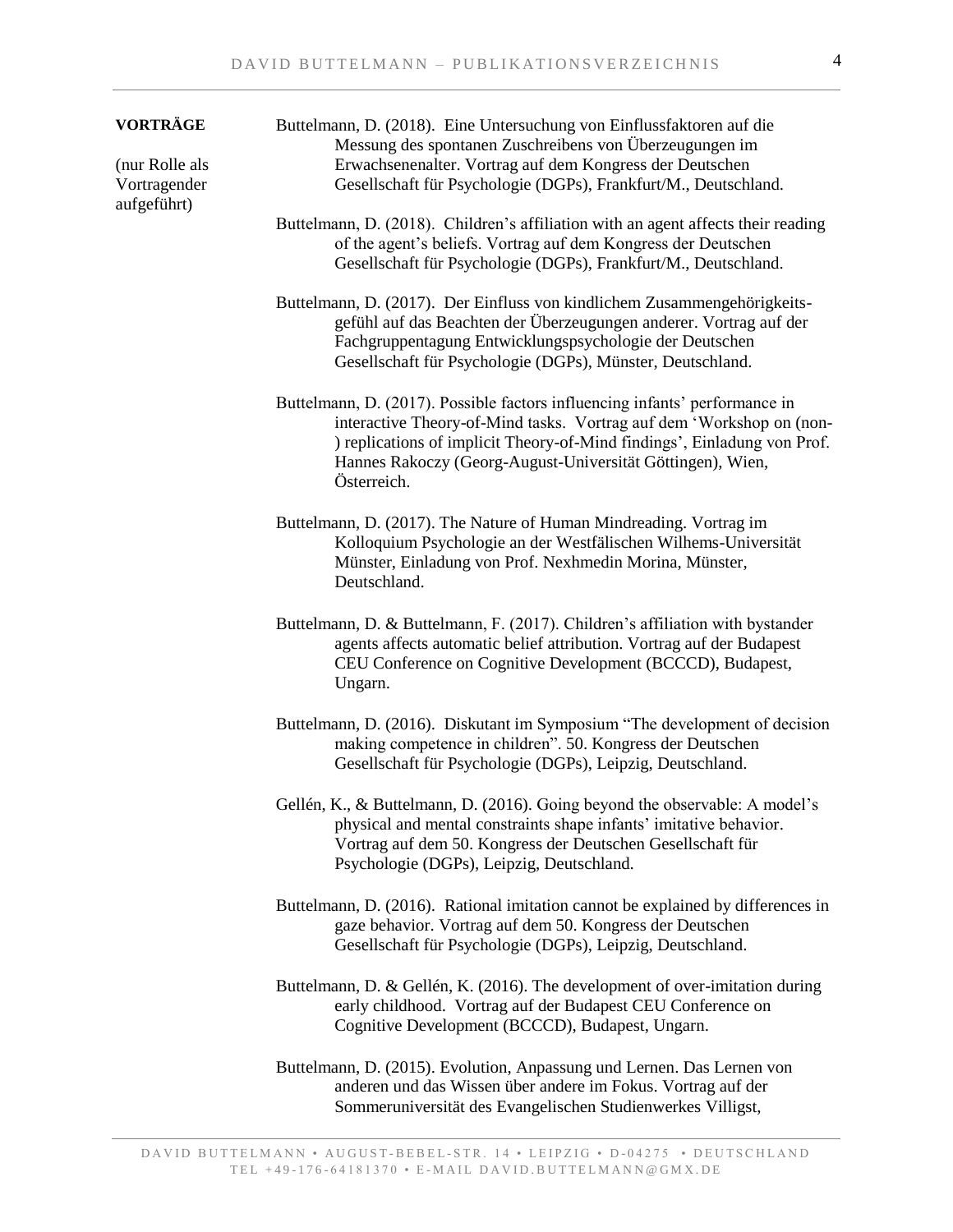**VORTRÄGE**

(nur Rolle als Vortragender aufgeführt)

Buttelmann, D. (2018). Eine Untersuchung von Einflussfaktoren auf die Messung des spontanen Zuschreibens von Überzeugungen im Erwachsenenalter. Vortrag auf dem Kongress der Deutschen Gesellschaft für Psychologie (DGPs), Frankfurt/M., Deutschland.

Buttelmann, D. (2018). Children's affiliation with an agent affects their reading of the agent's beliefs. Vortrag auf dem Kongress der Deutschen Gesellschaft für Psychologie (DGPs), Frankfurt/M., Deutschland.

Buttelmann, D. (2017). Der Einfluss von kindlichem Zusammengehörigkeitsgefühl auf das Beachten der Überzeugungen anderer. Vortrag auf der Fachgruppentagung Entwicklungspsychologie der Deutschen Gesellschaft für Psychologie (DGPs), Münster, Deutschland.

Buttelmann, D. (2017). Possible factors influencing infants' performance in interactive Theory-of-Mind tasks. Vortrag auf dem 'Workshop on (non-) replications of implicit Theory-of-Mind findings', Einladung von Prof. Hannes Rakoczy (Georg-August-Universität Göttingen), Wien, Österreich.

Buttelmann, D. (2017). The Nature of Human Mindreading. Vortrag im Kolloquium Psychologie an der Westfälischen Wilhems-Universität Münster, Einladung von Prof. Nexhmedin Morina, Münster, Deutschland.

Buttelmann, D. & Buttelmann, F. (2017). Children's affiliation with bystander agents affects automatic belief attribution. Vortrag auf der Budapest CEU Conference on Cognitive Development (BCCCD), Budapest, Ungarn.

Buttelmann, D. (2016). Diskutant im Symposium "The development of decision making competence in children". 50. Kongress der Deutschen Gesellschaft für Psychologie (DGPs), Leipzig, Deutschland.

Gellén, K., & Buttelmann, D. (2016). Going beyond the observable: A model's physical and mental constraints shape infants' imitative behavior. Vortrag auf dem 50. Kongress der Deutschen Gesellschaft für Psychologie (DGPs), Leipzig, Deutschland.

Buttelmann, D. (2016). Rational imitation cannot be explained by differences in gaze behavior. Vortrag auf dem 50. Kongress der Deutschen Gesellschaft für Psychologie (DGPs), Leipzig, Deutschland.

Buttelmann, D. & Gellén, K. (2016). The development of over-imitation during early childhood. Vortrag auf der Budapest CEU Conference on Cognitive Development (BCCCD), Budapest, Ungarn.

Buttelmann, D. (2015). Evolution, Anpassung und Lernen. Das Lernen von anderen und das Wissen über andere im Fokus. Vortrag auf der Sommeruniversität des Evangelischen Studienwerkes Villigst,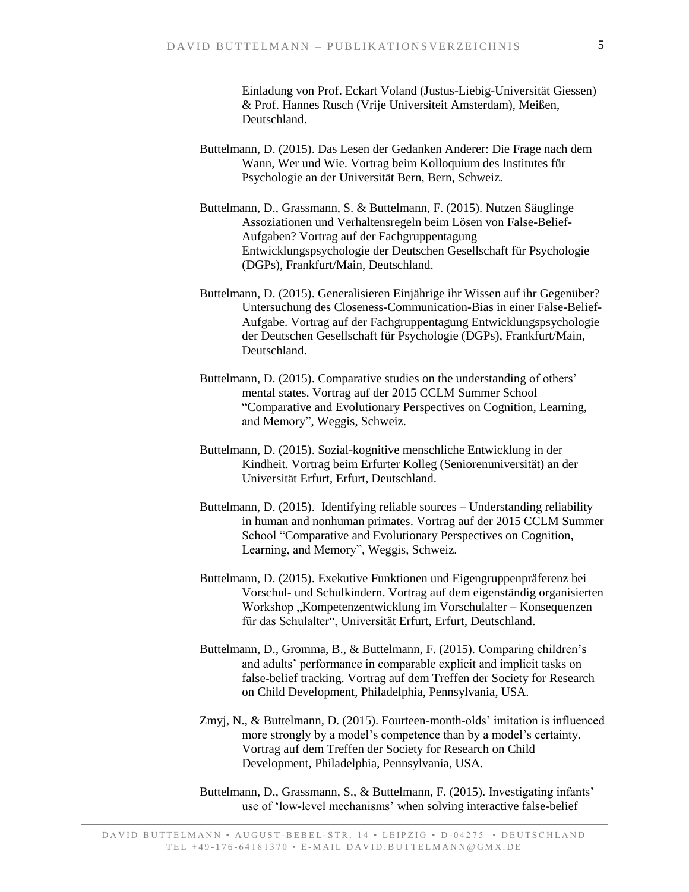Einladung von Prof. Eckart Voland (Justus-Liebig-Universität Giessen) & Prof. Hannes Rusch (Vrije Universiteit Amsterdam), Meißen, Deutschland.

Buttelmann, D. (2015). Das Lesen der Gedanken Anderer: Die Frage nach dem Wann, Wer und Wie. Vortrag beim Kolloquium des Institutes für Psychologie an der Universität Bern, Bern, Schweiz.

Buttelmann, D., Grassmann, S. & Buttelmann, F. (2015). Nutzen Säuglinge Assoziationen und Verhaltensregeln beim Lösen von False-Belief-Aufgaben? Vortrag auf der Fachgruppentagung Entwicklungspsychologie der Deutschen Gesellschaft für Psychologie (DGPs), Frankfurt/Main, Deutschland.

Buttelmann, D. (2015). Generalisieren Einjährige ihr Wissen auf ihr Gegenüber? Untersuchung des Closeness-Communication-Bias in einer False-Belief-Aufgabe. Vortrag auf der Fachgruppentagung Entwicklungspsychologie der Deutschen Gesellschaft für Psychologie (DGPs), Frankfurt/Main, Deutschland.

Buttelmann, D. (2015). Comparative studies on the understanding of others' mental states. Vortrag auf der 2015 CCLM Summer School "Comparative and Evolutionary Perspectives on Cognition, Learning, and Memory", Weggis, Schweiz.

Buttelmann, D. (2015). Sozial-kognitive menschliche Entwicklung in der Kindheit. Vortrag beim Erfurter Kolleg (Seniorenuniversität) an der Universität Erfurt, Erfurt, Deutschland.

Buttelmann, D. (2015). Identifying reliable sources – Understanding reliability in human and nonhuman primates. Vortrag auf der 2015 CCLM Summer School "Comparative and Evolutionary Perspectives on Cognition, Learning, and Memory", Weggis, Schweiz.

Buttelmann, D. (2015). Exekutive Funktionen und Eigengruppenpräferenz bei Vorschul- und Schulkindern. Vortrag auf dem eigenständig organisierten Workshop „Kompetenzentwicklung im Vorschulalter – Konsequenzen für das Schulalter", Universität Erfurt, Erfurt, Deutschland.

Buttelmann, D., Gromma, B., & Buttelmann, F. (2015). Comparing children's and adults' performance in comparable explicit and implicit tasks on false-belief tracking. Vortrag auf dem Treffen der Society for Research on Child Development, Philadelphia, Pennsylvania, USA.

Zmyj, N., & Buttelmann, D. (2015). Fourteen-month-olds' imitation is influenced more strongly by a model's competence than by a model's certainty. Vortrag auf dem Treffen der Society for Research on Child Development, Philadelphia, Pennsylvania, USA.

Buttelmann, D., Grassmann, S., & Buttelmann, F. (2015). Investigating infants' use of 'low-level mechanisms' when solving interactive false-belief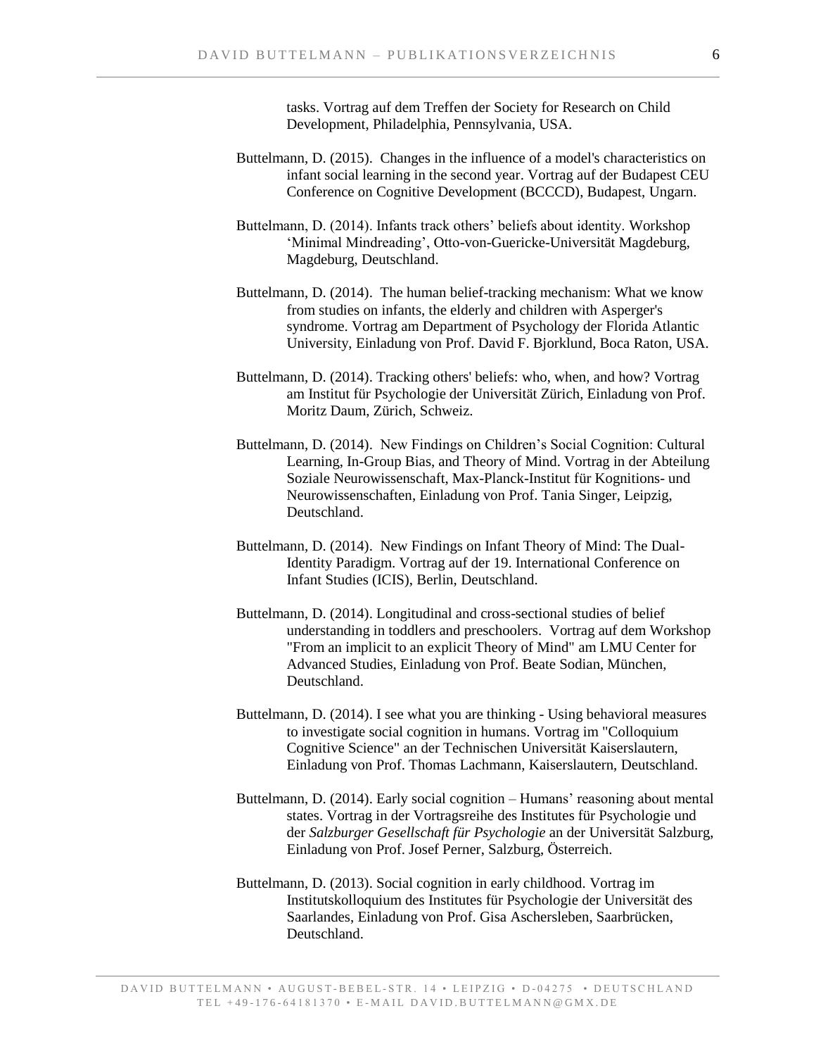tasks. Vortrag auf dem Treffen der Society for Research on Child Development, Philadelphia, Pennsylvania, USA.

Buttelmann, D. (2015). Changes in the influence of a model's characteristics on infant social learning in the second year. Vortrag auf der Budapest CEU Conference on Cognitive Development (BCCCD), Budapest, Ungarn.

Buttelmann, D. (2014). Infants track others' beliefs about identity. Workshop 'Minimal Mindreading', Otto-von-Guericke-Universität Magdeburg, Magdeburg, Deutschland.

Buttelmann, D. (2014). The human belief-tracking mechanism: What we know from studies on infants, the elderly and children with Asperger's syndrome. Vortrag am Department of Psychology der Florida Atlantic University, Einladung von Prof. David F. Bjorklund, Boca Raton, USA.

Buttelmann, D. (2014). Tracking others' beliefs: who, when, and how? Vortrag am Institut für Psychologie der Universität Zürich, Einladung von Prof. Moritz Daum, Zürich, Schweiz.

Buttelmann, D. (2014). New Findings on Children's Social Cognition: Cultural Learning, In-Group Bias, and Theory of Mind. Vortrag in der Abteilung Soziale Neurowissenschaft, Max-Planck-Institut für Kognitions- und Neurowissenschaften, Einladung von Prof. Tania Singer, Leipzig, Deutschland.

Buttelmann, D. (2014). New Findings on Infant Theory of Mind: The Dual-Identity Paradigm. Vortrag auf der 19. International Conference on Infant Studies (ICIS), Berlin, Deutschland.

Buttelmann, D. (2014). Longitudinal and cross-sectional studies of belief understanding in toddlers and preschoolers. Vortrag auf dem Workshop "From an implicit to an explicit Theory of Mind" am LMU Center for Advanced Studies, Einladung von Prof. Beate Sodian, München, Deutschland.

Buttelmann, D. (2014). I see what you are thinking - Using behavioral measures to investigate social cognition in humans. Vortrag im "Colloquium Cognitive Science" an der Technischen Universität Kaiserslautern, Einladung von Prof. Thomas Lachmann, Kaiserslautern, Deutschland.

Buttelmann, D. (2014). Early social cognition – Humans' reasoning about mental states. Vortrag in der Vortragsreihe des Institutes für Psychologie und der *Salzburger Gesellschaft für Psychologie* an der Universität Salzburg, Einladung von Prof. Josef Perner, Salzburg, Österreich.

Buttelmann, D. (2013). Social cognition in early childhood. Vortrag im Institutskolloquium des Institutes für Psychologie der Universität des Saarlandes, Einladung von Prof. Gisa Aschersleben, Saarbrücken, Deutschland.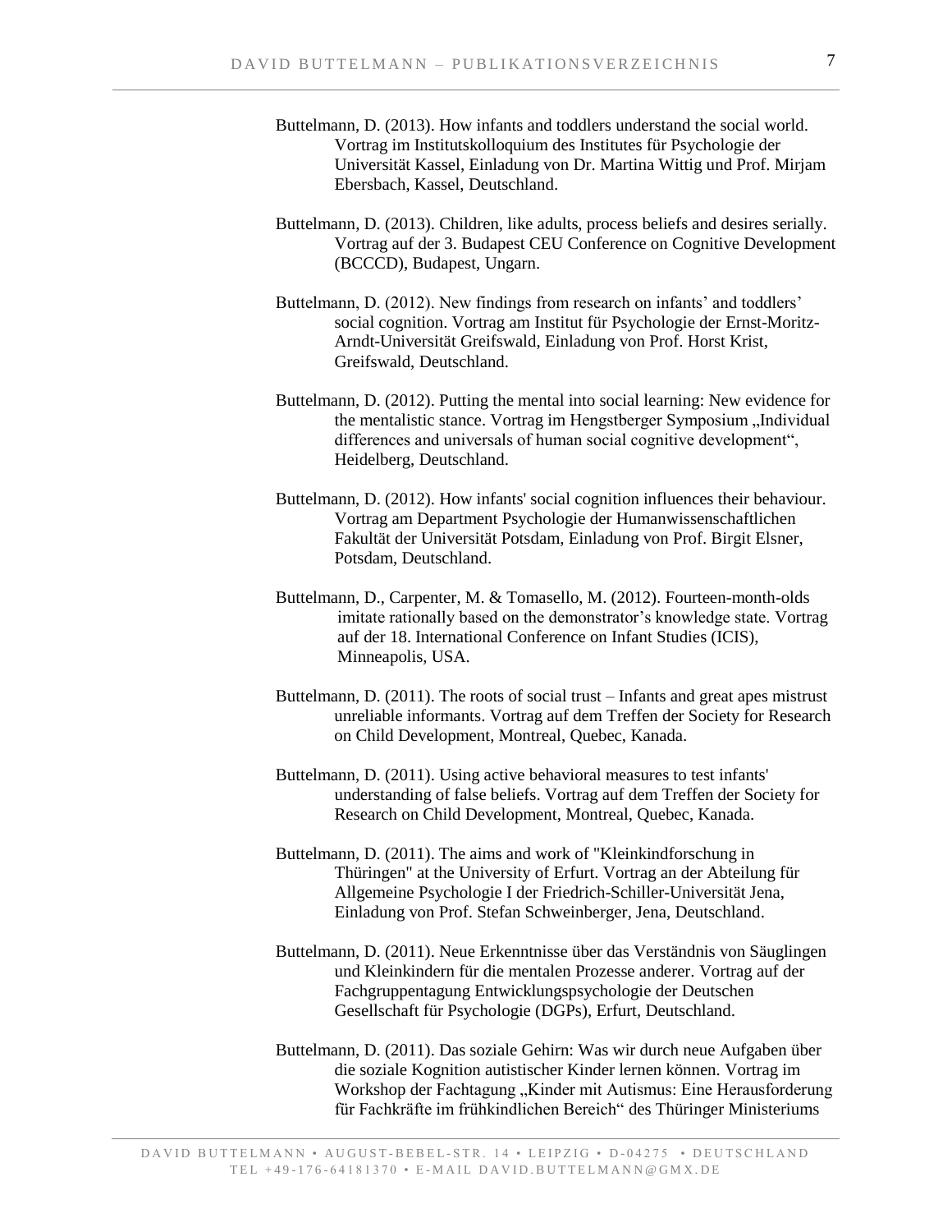Buttelmann, D. (2013). How infants and toddlers understand the social world. Vortrag im Institutskolloquium des Institutes für Psychologie der Universität Kassel, Einladung von Dr. Martina Wittig und Prof. Mirjam Ebersbach, Kassel, Deutschland.

Buttelmann, D. (2013). Children, like adults, process beliefs and desires serially. Vortrag auf der 3. Budapest CEU Conference on Cognitive Development (BCCCD), Budapest, Ungarn.

Buttelmann, D. (2012). New findings from research on infants' and toddlers' social cognition. Vortrag am Institut für Psychologie der Ernst-Moritz-Arndt-Universität Greifswald, Einladung von Prof. Horst Krist, Greifswald, Deutschland.

Buttelmann, D. (2012). Putting the mental into social learning: New evidence for the mentalistic stance. Vortrag im Hengstberger Symposium „Individual differences and universals of human social cognitive development", Heidelberg, Deutschland.

Buttelmann, D. (2012). How infants' social cognition influences their behaviour. Vortrag am Department Psychologie der Humanwissenschaftlichen Fakultät der Universität Potsdam, Einladung von Prof. Birgit Elsner, Potsdam, Deutschland.

Buttelmann, D., Carpenter, M. & Tomasello, M. (2012). Fourteen-month-olds imitate rationally based on the demonstrator's knowledge state. Vortrag auf der 18. International Conference on Infant Studies (ICIS), Minneapolis, USA.

Buttelmann, D. (2011). The roots of social trust – Infants and great apes mistrust unreliable informants. Vortrag auf dem Treffen der Society for Research on Child Development, Montreal, Quebec, Kanada.

Buttelmann, D. (2011). Using active behavioral measures to test infants' understanding of false beliefs. Vortrag auf dem Treffen der Society for Research on Child Development, Montreal, Quebec, Kanada.

Buttelmann, D. (2011). The aims and work of "Kleinkindforschung in Thüringen" at the University of Erfurt. Vortrag an der Abteilung für Allgemeine Psychologie I der Friedrich-Schiller-Universität Jena, Einladung von Prof. Stefan Schweinberger, Jena, Deutschland.

Buttelmann, D. (2011). Neue Erkenntnisse über das Verständnis von Säuglingen und Kleinkindern für die mentalen Prozesse anderer. Vortrag auf der Fachgruppentagung Entwicklungspsychologie der Deutschen Gesellschaft für Psychologie (DGPs), Erfurt, Deutschland.

Buttelmann, D. (2011). Das soziale Gehirn: Was wir durch neue Aufgaben über die soziale Kognition autistischer Kinder lernen können. Vortrag im Workshop der Fachtagung „Kinder mit Autismus: Eine Herausforderung für Fachkräfte im frühkindlichen Bereich" des Thüringer Ministeriums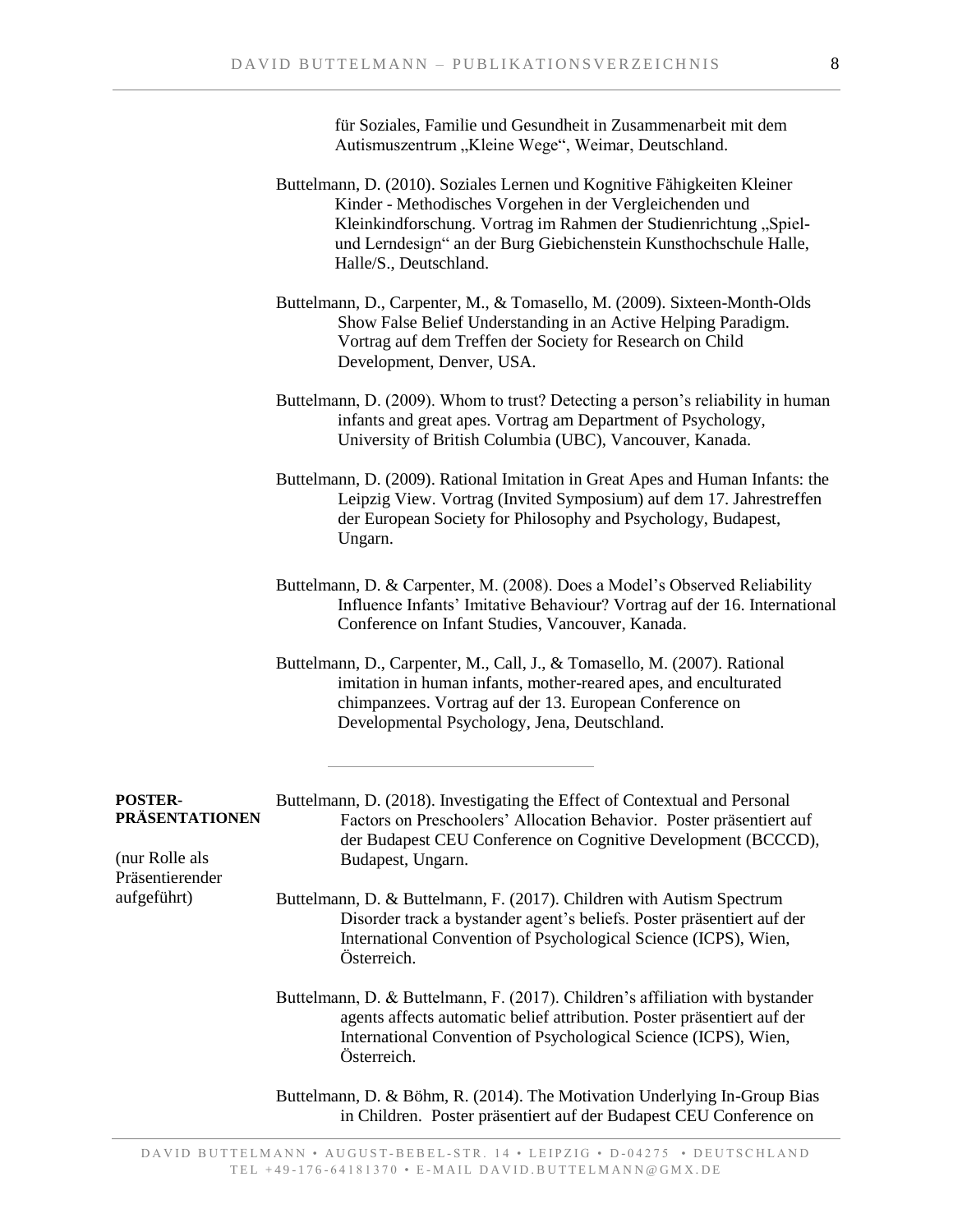für Soziales, Familie und Gesundheit in Zusammenarbeit mit dem Autismuszentrum „Kleine Wege“, Weimar, Deutschland.

Buttelmann, D. (2010). Soziales Lernen und Kognitive Fähigkeiten Kleiner Kinder - Methodisches Vorgehen in der Vergleichenden und Kleinkindforschung. Vortrag im Rahmen der Studienrichtung „Spiel- und Lerndesign“ an der Burg Giebichenstein Kunsthochschule Halle, Halle/S., Deutschland.

Buttelmann, D., Carpenter, M., & Tomasello, M. (2009). Sixteen-Month-Olds Show False Belief Understanding in an Active Helping Paradigm. Vortrag auf dem Treffen der Society for Research on Child Development, Denver, USA.

Buttelmann, D. (2009). Whom to trust? Detecting a person’s reliability in human infants and great apes. Vortrag am Department of Psychology, University of British Columbia (UBC), Vancouver, Kanada.

Buttelmann, D. (2009). Rational Imitation in Great Apes and Human Infants: the Leipzig View. Vortrag (Invited Symposium) auf dem 17. Jahrestreffen der European Society for Philosophy and Psychology, Budapest, Ungarn.

Buttelmann, D. & Carpenter, M. (2008). Does a Model’s Observed Reliability Influence Infants’ Imitative Behaviour? Vortrag auf der 16. International Conference on Infant Studies, Vancouver, Kanada.

Buttelmann, D., Carpenter, M., Call, J., & Tomasello, M. (2007). Rational imitation in human infants, mother-reared apes, and enculturated chimpanzees. Vortrag auf der 13. European Conference on Developmental Psychology, Jena, Deutschland.

---

**POSTER-PRÄSENTATIONEN**

(nur Rolle als Präsentierender aufgeführt)

Buttelmann, D. (2018). Investigating the Effect of Contextual and Personal Factors on Preschoolers’ Allocation Behavior. Poster präsentiert auf der Budapest CEU Conference on Cognitive Development (BCCCD), Budapest, Ungarn.

Buttelmann, D. & Buttelmann, F. (2017). Children with Autism Spectrum Disorder track a bystander agent’s beliefs. Poster präsentiert auf der International Convention of Psychological Science (ICPS), Wien, Österreich.

Buttelmann, D. & Buttelmann, F. (2017). Children’s affiliation with bystander agents affects automatic belief attribution. Poster präsentiert auf der International Convention of Psychological Science (ICPS), Wien, Österreich.

Buttelmann, D. & Böhm, R. (2014). The Motivation Underlying In-Group Bias in Children. Poster präsentiert auf der Budapest CEU Conference on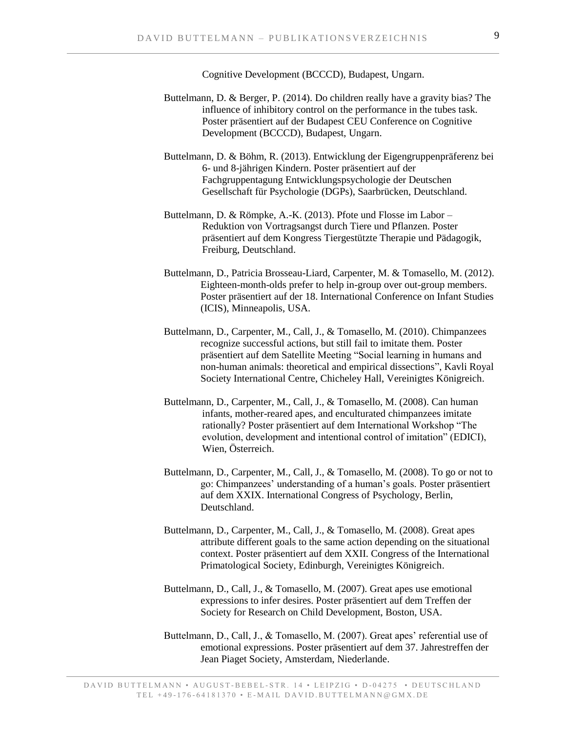Cognitive Development (BCCCD), Budapest, Ungarn.

Buttelmann, D. & Berger, P. (2014). Do children really have a gravity bias? The influence of inhibitory control on the performance in the tubes task. Poster präsentiert auf der Budapest CEU Conference on Cognitive Development (BCCCD), Budapest, Ungarn.

Buttelmann, D. & Böhm, R. (2013). Entwicklung der Eigengruppenpräferenz bei 6- und 8-jährigen Kindern. Poster präsentiert auf der Fachgruppentagung Entwicklungspsychologie der Deutschen Gesellschaft für Psychologie (DGPs), Saarbrücken, Deutschland.

Buttelmann, D. & Römpke, A.-K. (2013). Pfote und Flosse im Labor – Reduktion von Vortragsangst durch Tiere und Pflanzen. Poster präsentiert auf dem Kongress Tiergestützte Therapie und Pädagogik, Freiburg, Deutschland.

Buttelmann, D., Patricia Brosseau-Liard, Carpenter, M. & Tomasello, M. (2012). Eighteen-month-olds prefer to help in-group over out-group members. Poster präsentiert auf der 18. International Conference on Infant Studies (ICIS), Minneapolis, USA.

Buttelmann, D., Carpenter, M., Call, J., & Tomasello, M. (2010). Chimpanzees recognize successful actions, but still fail to imitate them. Poster präsentiert auf dem Satellite Meeting "Social learning in humans and non-human animals: theoretical and empirical dissections", Kavli Royal Society International Centre, Chicheley Hall, Vereinigtes Königreich.

Buttelmann, D., Carpenter, M., Call, J., & Tomasello, M. (2008). Can human infants, mother-reared apes, and enculturated chimpanzees imitate rationally? Poster präsentiert auf dem International Workshop "The evolution, development and intentional control of imitation" (EDICI), Wien, Österreich.

Buttelmann, D., Carpenter, M., Call, J., & Tomasello, M. (2008). To go or not to go: Chimpanzees' understanding of a human's goals. Poster präsentiert auf dem XXIX. International Congress of Psychology, Berlin, Deutschland.

Buttelmann, D., Carpenter, M., Call, J., & Tomasello, M. (2008). Great apes attribute different goals to the same action depending on the situational context. Poster präsentiert auf dem XXII. Congress of the International Primatological Society, Edinburgh, Vereinigtes Königreich.

Buttelmann, D., Call, J., & Tomasello, M. (2007). Great apes use emotional expressions to infer desires. Poster präsentiert auf dem Treffen der Society for Research on Child Development, Boston, USA.

Buttelmann, D., Call, J., & Tomasello, M. (2007). Great apes' referential use of emotional expressions. Poster präsentiert auf dem 37. Jahrestreffen der Jean Piaget Society, Amsterdam, Niederlande.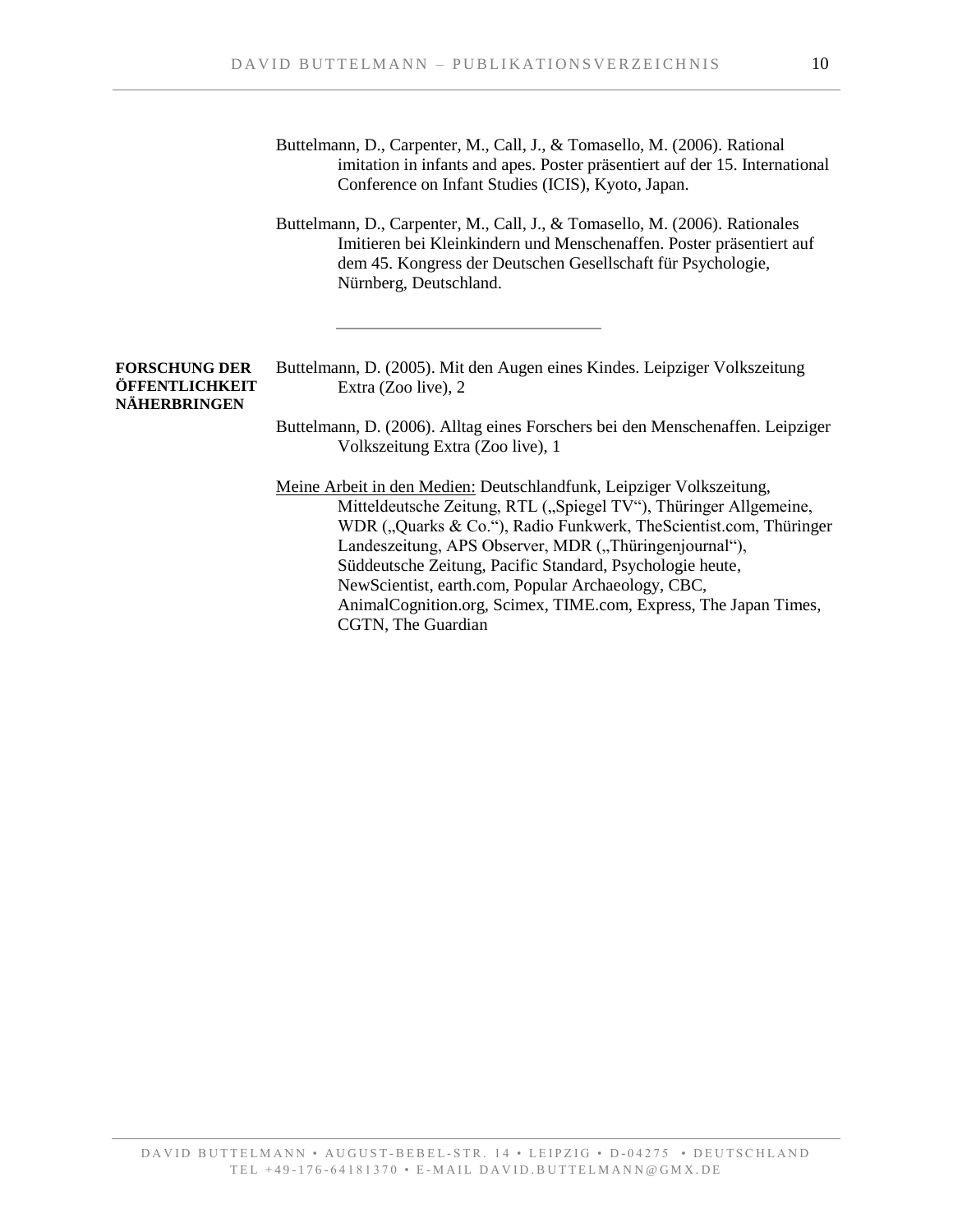Buttelmann, D., Carpenter, M., Call, J., & Tomasello, M. (2006). Rational imitation in infants and apes. Poster präsentiert auf der 15. International Conference on Infant Studies (ICIS), Kyoto, Japan.

Buttelmann, D., Carpenter, M., Call, J., & Tomasello, M. (2006). Rationales Imitieren bei Kleinkindern und Menschenaffen. Poster präsentiert auf dem 45. Kongress der Deutschen Gesellschaft für Psychologie, Nürnberg, Deutschland.

---

**FORSCHUNG DER ÖFFENTLICHKEIT NÄHERBRINGEN**

Buttelmann, D. (2005). Mit den Augen eines Kindes. Leipziger Volkszeitung Extra (Zoo live), 2

Buttelmann, D. (2006). Alltag eines Forschers bei den Menschenaffen. Leipziger Volkszeitung Extra (Zoo live), 1

<u>Meine Arbeit in den Medien:</u> Deutschlandfunk, Leipziger Volkszeitung, Mitteldeutsche Zeitung, RTL („Spiegel TV“), Thüringer Allgemeine, WDR („Quarks & Co.“), Radio Funkwerk, TheScientist.com, Thüringer Landeszeitung, APS Observer, MDR („Thüringenjournal“), Süddeutsche Zeitung, Pacific Standard, Psychologie heute, NewScientist, earth.com, Popular Archaeology, CBC, AnimalCognition.org, Scimex, TIME.com, Express, The Japan Times, CGTN, The Guardian